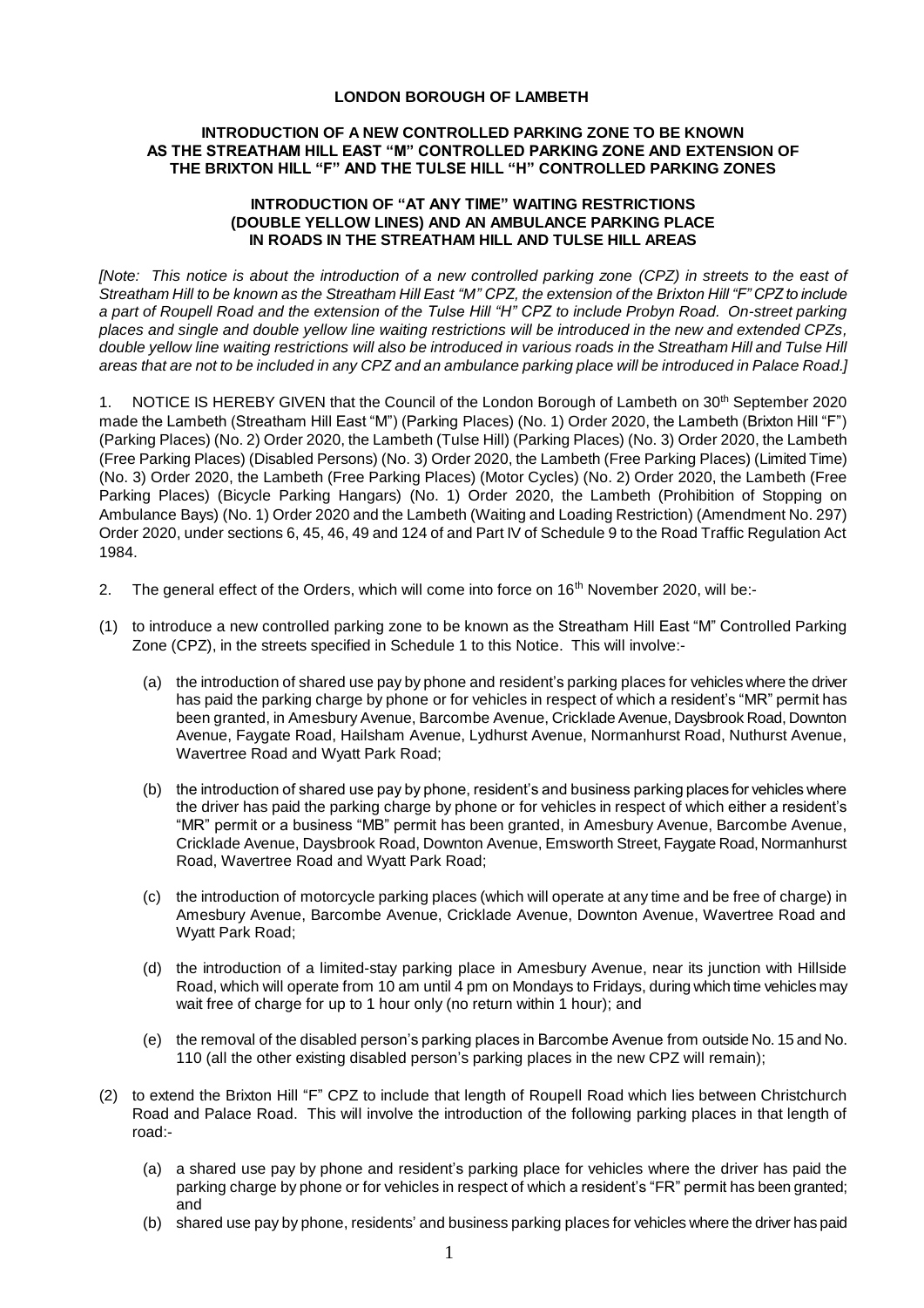**LONDON BOROUGH OF LAMBETH**

**INTRODUCTION OF A NEW CONTROLLED PARKING ZONE TO BE KNOWN AS THE STREATHAM HILL EAST "M" CONTROLLED PARKING ZONE AND EXTENSION OF THE BRIXTON HILL "F" AND THE TULSE HILL "H" CONTROLLED PARKING ZONES**

**INTRODUCTION OF "AT ANY TIME" WAITING RESTRICTIONS (DOUBLE YELLOW LINES) AND AN AMBULANCE PARKING PLACE IN ROADS IN THE STREATHAM HILL AND TULSE HILL AREAS**

*[Note: This notice is about the introduction of a new controlled parking zone (CPZ) in streets to the east of Streatham Hill to be known as the Streatham Hill East "M" CPZ, the extension of the Brixton Hill "F" CPZ to include a part of Roupell Road and the extension of the Tulse Hill "H" CPZ to include Probyn Road. On-street parking places and single and double yellow line waiting restrictions will be introduced in the new and extended CPZs, double yellow line waiting restrictions will also be introduced in various roads in the Streatham Hill and Tulse Hill areas that are not to be included in any CPZ and an ambulance parking place will be introduced in Palace Road.]*

1. NOTICE IS HEREBY GIVEN that the Council of the London Borough of Lambeth on 30th September 2020 made the Lambeth (Streatham Hill East "M") (Parking Places) (No. 1) Order 2020, the Lambeth (Brixton Hill "F") (Parking Places) (No. 2) Order 2020, the Lambeth (Tulse Hill) (Parking Places) (No. 3) Order 2020, the Lambeth (Free Parking Places) (Disabled Persons) (No. 3) Order 2020, the Lambeth (Free Parking Places) (Limited Time) (No. 3) Order 2020, the Lambeth (Free Parking Places) (Motor Cycles) (No. 2) Order 2020, the Lambeth (Free Parking Places) (Bicycle Parking Hangars) (No. 1) Order 2020, the Lambeth (Prohibition of Stopping on Ambulance Bays) (No. 1) Order 2020 and the Lambeth (Waiting and Loading Restriction) (Amendment No. 297) Order 2020, under sections 6, 45, 46, 49 and 124 of and Part IV of Schedule 9 to the Road Traffic Regulation Act 1984.

2. The general effect of the Orders, which will come into force on 16th November 2020, will be:-

(1) to introduce a new controlled parking zone to be known as the Streatham Hill East "M" Controlled Parking Zone (CPZ), in the streets specified in Schedule 1 to this Notice. This will involve:-

   (a) the introduction of shared use pay by phone and resident's parking places for vehicles where the driver has paid the parking charge by phone or for vehicles in respect of which a resident's "MR" permit has been granted, in Amesbury Avenue, Barcombe Avenue, Cricklade Avenue, Daysbrook Road, Downton Avenue, Faygate Road, Hailsham Avenue, Lydhurst Avenue, Normanhurst Road, Nuthurst Avenue, Wavertree Road and Wyatt Park Road;

   (b) the introduction of shared use pay by phone, resident's and business parking places for vehicles where the driver has paid the parking charge by phone or for vehicles in respect of which either a resident's "MR" permit or a business "MB" permit has been granted, in Amesbury Avenue, Barcombe Avenue, Cricklade Avenue, Daysbrook Road, Downton Avenue, Emsworth Street, Faygate Road, Normanhurst Road, Wavertree Road and Wyatt Park Road;

   (c) the introduction of motorcycle parking places (which will operate at any time and be free of charge) in Amesbury Avenue, Barcombe Avenue, Cricklade Avenue, Downton Avenue, Wavertree Road and Wyatt Park Road;

   (d) the introduction of a limited-stay parking place in Amesbury Avenue, near its junction with Hillside Road, which will operate from 10 am until 4 pm on Mondays to Fridays, during which time vehicles may wait free of charge for up to 1 hour only (no return within 1 hour); and

   (e) the removal of the disabled person's parking places in Barcombe Avenue from outside No. 15 and No. 110 (all the other existing disabled person's parking places in the new CPZ will remain);

(2) to extend the Brixton Hill "F" CPZ to include that length of Roupell Road which lies between Christchurch Road and Palace Road. This will involve the introduction of the following parking places in that length of road:-

   (a) a shared use pay by phone and resident's parking place for vehicles where the driver has paid the parking charge by phone or for vehicles in respect of which a resident's "FR" permit has been granted; and

   (b) shared use pay by phone, residents' and business parking places for vehicles where the driver has paid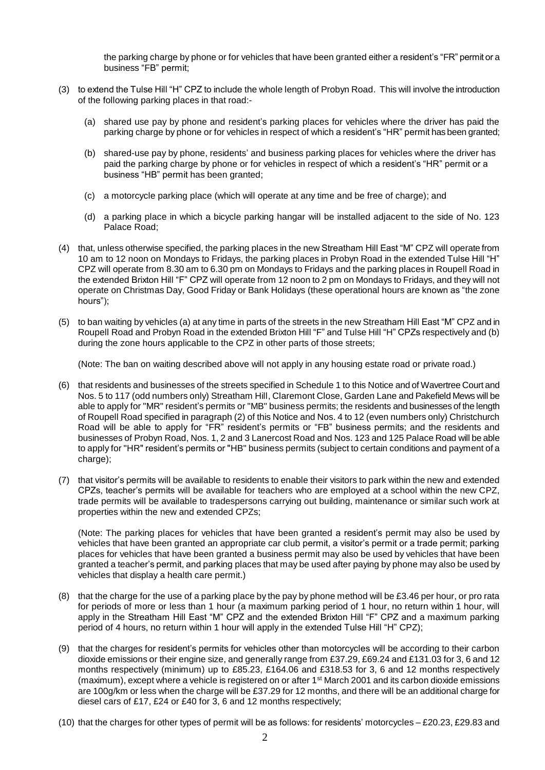the parking charge by phone or for vehicles that have been granted either a resident's "FR" permit or a business "FB" permit;

(3) to extend the Tulse Hill "H" CPZ to include the whole length of Probyn Road. This will involve the introduction of the following parking places in that road:-

   (a) shared use pay by phone and resident's parking places for vehicles where the driver has paid the parking charge by phone or for vehicles in respect of which a resident's "HR" permit has been granted;

   (b) shared-use pay by phone, residents' and business parking places for vehicles where the driver has paid the parking charge by phone or for vehicles in respect of which a resident's "HR" permit or a business "HB" permit has been granted;

   (c) a motorcycle parking place (which will operate at any time and be free of charge); and

   (d) a parking place in which a bicycle parking hangar will be installed adjacent to the side of No. 123 Palace Road;

(4) that, unless otherwise specified, the parking places in the new Streatham Hill East "M" CPZ will operate from 10 am to 12 noon on Mondays to Fridays, the parking places in Probyn Road in the extended Tulse Hill "H" CPZ will operate from 8.30 am to 6.30 pm on Mondays to Fridays and the parking places in Roupell Road in the extended Brixton Hill "F" CPZ will operate from 12 noon to 2 pm on Mondays to Fridays, and they will not operate on Christmas Day, Good Friday or Bank Holidays (these operational hours are known as "the zone hours");

(5) to ban waiting by vehicles (a) at any time in parts of the streets in the new Streatham Hill East "M" CPZ and in Roupell Road and Probyn Road in the extended Brixton Hill "F" and Tulse Hill "H" CPZs respectively and (b) during the zone hours applicable to the CPZ in other parts of those streets;

   (Note: The ban on waiting described above will not apply in any housing estate road or private road.)

(6) that residents and businesses of the streets specified in Schedule 1 to this Notice and of Wavertree Court and Nos. 5 to 117 (odd numbers only) Streatham Hill, Claremont Close, Garden Lane and Pakefield Mews will be able to apply for "MR" resident's permits or "MB" business permits; the residents and businesses of the length of Roupell Road specified in paragraph (2) of this Notice and Nos. 4 to 12 (even numbers only) Christchurch Road will be able to apply for "FR" resident's permits or "FB" business permits; and the residents and businesses of Probyn Road, Nos. 1, 2 and 3 Lanercost Road and Nos. 123 and 125 Palace Road will be able to apply for "HR" resident's permits or "HB" business permits (subject to certain conditions and payment of a charge);

(7) that visitor's permits will be available to residents to enable their visitors to park within the new and extended CPZs, teacher's permits will be available for teachers who are employed at a school within the new CPZ, trade permits will be available to tradespersons carrying out building, maintenance or similar such work at properties within the new and extended CPZs;

   (Note: The parking places for vehicles that have been granted a resident's permit may also be used by vehicles that have been granted an appropriate car club permit, a visitor's permit or a trade permit; parking places for vehicles that have been granted a business permit may also be used by vehicles that have been granted a teacher's permit, and parking places that may be used after paying by phone may also be used by vehicles that display a health care permit.)

(8) that the charge for the use of a parking place by the pay by phone method will be £3.46 per hour, or pro rata for periods of more or less than 1 hour (a maximum parking period of 1 hour, no return within 1 hour, will apply in the Streatham Hill East "M" CPZ and the extended Brixton Hill "F" CPZ and a maximum parking period of 4 hours, no return within 1 hour will apply in the extended Tulse Hill "H" CPZ);

(9) that the charges for resident's permits for vehicles other than motorcycles will be according to their carbon dioxide emissions or their engine size, and generally range from £37.29, £69.24 and £131.03 for 3, 6 and 12 months respectively (minimum) up to £85.23, £164.06 and £318.53 for 3, 6 and 12 months respectively (maximum), except where a vehicle is registered on or after 1st March 2001 and its carbon dioxide emissions are 100g/km or less when the charge will be £37.29 for 12 months, and there will be an additional charge for diesel cars of £17, £24 or £40 for 3, 6 and 12 months respectively;

(10) that the charges for other types of permit will be as follows: for residents' motorcycles – £20.23, £29.83 and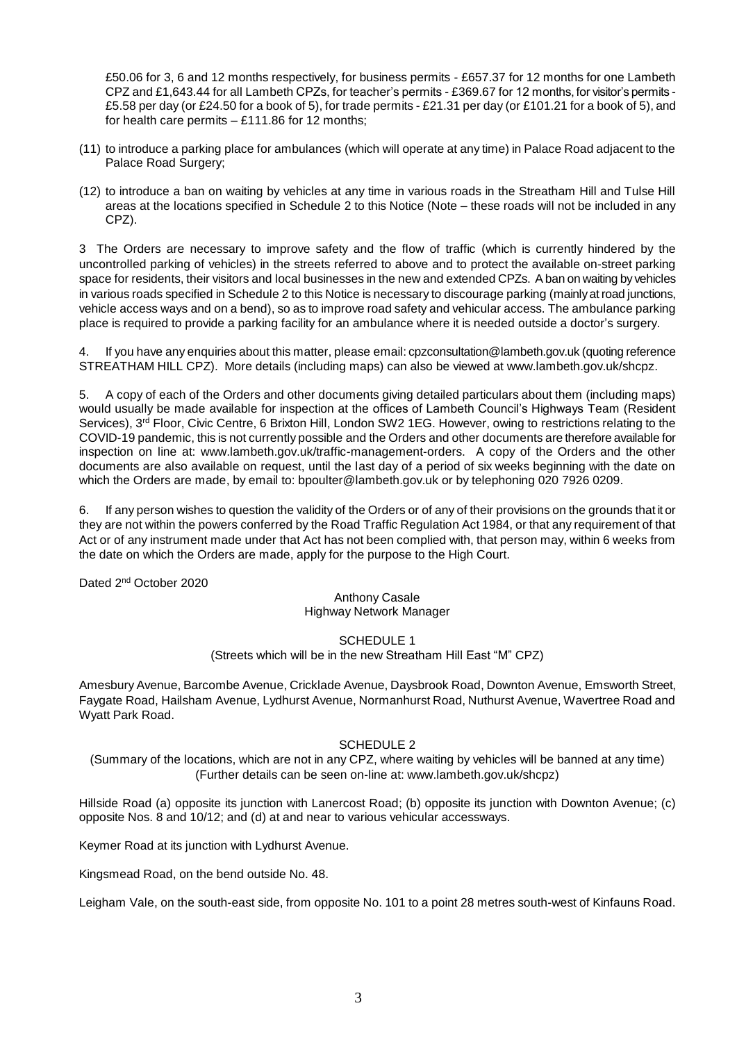£50.06 for 3, 6 and 12 months respectively, for business permits - £657.37 for 12 months for one Lambeth CPZ and £1,643.44 for all Lambeth CPZs, for teacher's permits - £369.67 for 12 months, for visitor's permits - £5.58 per day (or £24.50 for a book of 5), for trade permits - £21.31 per day (or £101.21 for a book of 5), and for health care permits – £111.86 for 12 months;

(11) to introduce a parking place for ambulances (which will operate at any time) in Palace Road adjacent to the Palace Road Surgery;

(12) to introduce a ban on waiting by vehicles at any time in various roads in the Streatham Hill and Tulse Hill areas at the locations specified in Schedule 2 to this Notice (Note – these roads will not be included in any CPZ).

3 The Orders are necessary to improve safety and the flow of traffic (which is currently hindered by the uncontrolled parking of vehicles) in the streets referred to above and to protect the available on-street parking space for residents, their visitors and local businesses in the new and extended CPZs. A ban on waiting by vehicles in various roads specified in Schedule 2 to this Notice is necessary to discourage parking (mainly at road junctions, vehicle access ways and on a bend), so as to improve road safety and vehicular access. The ambulance parking place is required to provide a parking facility for an ambulance where it is needed outside a doctor's surgery.

4. If you have any enquiries about this matter, please email: cpzconsultation@lambeth.gov.uk (quoting reference STREATHAM HILL CPZ). More details (including maps) can also be viewed at www.lambeth.gov.uk/shcpz.

5. A copy of each of the Orders and other documents giving detailed particulars about them (including maps) would usually be made available for inspection at the offices of Lambeth Council's Highways Team (Resident Services), 3rd Floor, Civic Centre, 6 Brixton Hill, London SW2 1EG. However, owing to restrictions relating to the COVID-19 pandemic, this is not currently possible and the Orders and other documents are therefore available for inspection on line at: www.lambeth.gov.uk/traffic-management-orders. A copy of the Orders and the other documents are also available on request, until the last day of a period of six weeks beginning with the date on which the Orders are made, by email to: bpoulter@lambeth.gov.uk or by telephoning 020 7926 0209.

6. If any person wishes to question the validity of the Orders or of any of their provisions on the grounds that it or they are not within the powers conferred by the Road Traffic Regulation Act 1984, or that any requirement of that Act or of any instrument made under that Act has not been complied with, that person may, within 6 weeks from the date on which the Orders are made, apply for the purpose to the High Court.

Dated 2nd October 2020

Anthony Casale
Highway Network Manager

## SCHEDULE 1

(Streets which will be in the new Streatham Hill East "M" CPZ)

Amesbury Avenue, Barcombe Avenue, Cricklade Avenue, Daysbrook Road, Downton Avenue, Emsworth Street, Faygate Road, Hailsham Avenue, Lydhurst Avenue, Normanhurst Road, Nuthurst Avenue, Wavertree Road and Wyatt Park Road.

## SCHEDULE 2

(Summary of the locations, which are not in any CPZ, where waiting by vehicles will be banned at any time)
(Further details can be seen on-line at: www.lambeth.gov.uk/shcpz)

Hillside Road (a) opposite its junction with Lanercost Road; (b) opposite its junction with Downton Avenue; (c) opposite Nos. 8 and 10/12; and (d) at and near to various vehicular accessways.

Keymer Road at its junction with Lydhurst Avenue.

Kingsmead Road, on the bend outside No. 48.

Leigham Vale, on the south-east side, from opposite No. 101 to a point 28 metres south-west of Kinfauns Road.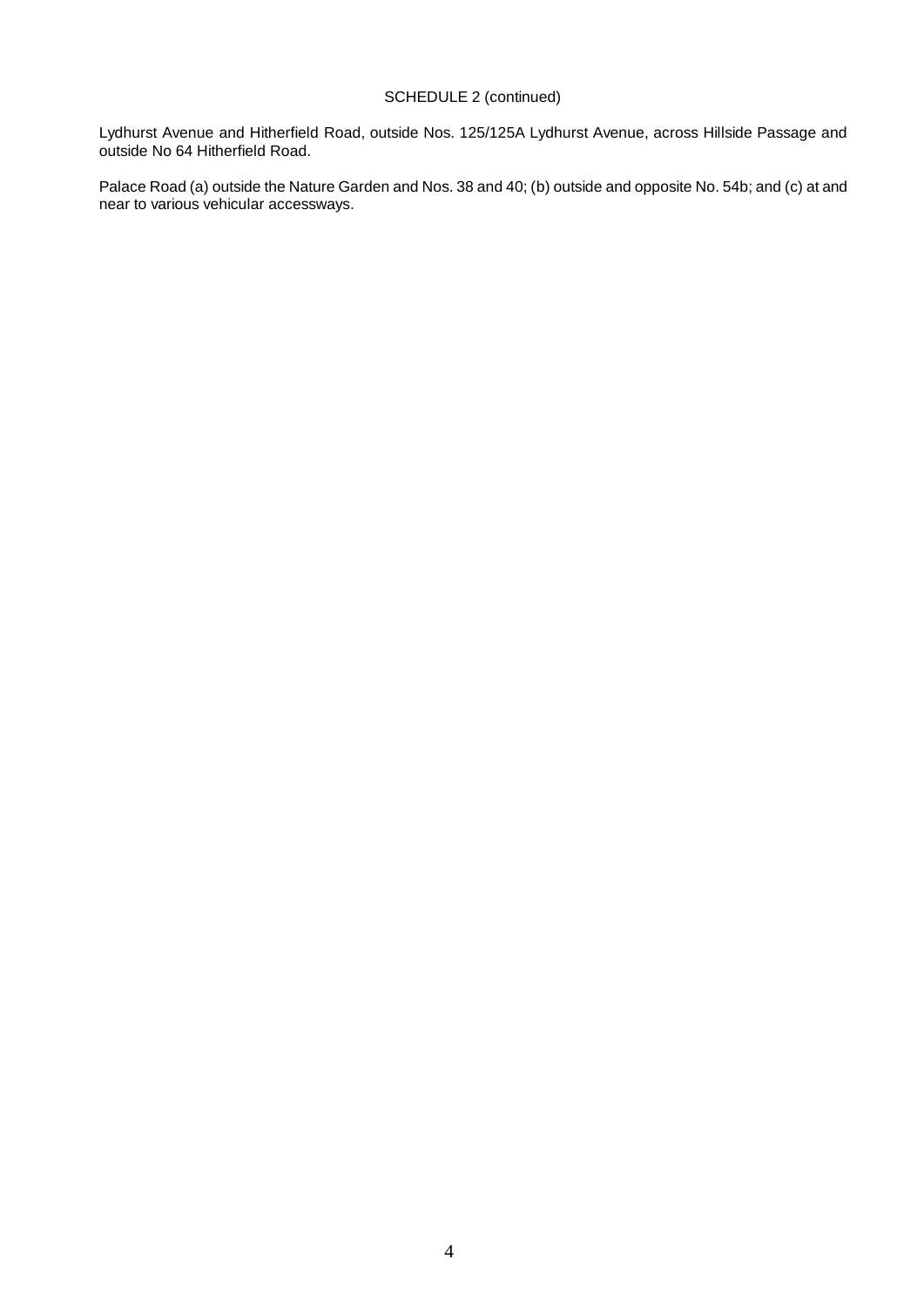SCHEDULE 2 (continued)

Lydhurst Avenue and Hitherfield Road, outside Nos. 125/125A Lydhurst Avenue, across Hillside Passage and outside No 64 Hitherfield Road.

Palace Road (a) outside the Nature Garden and Nos. 38 and 40; (b) outside and opposite No. 54b; and (c) at and near to various vehicular accessways.